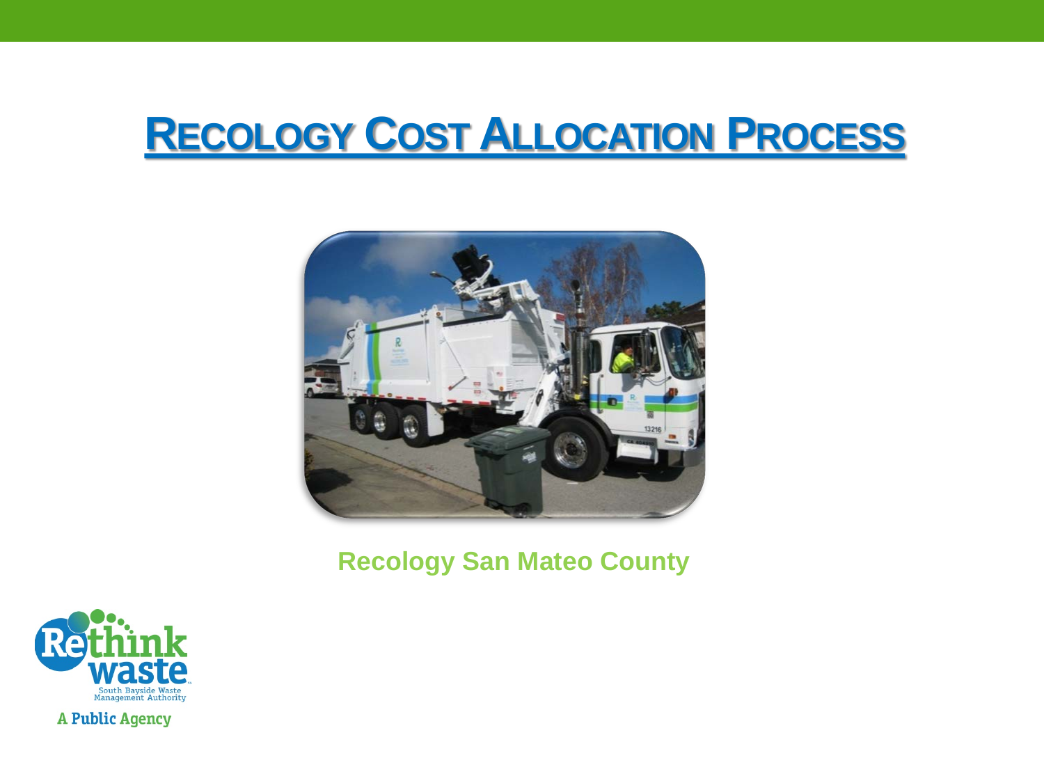# RECOLOGY COST ALLOCATION PROCESS

Recology San Mateo County

Rethink waste

South Bayside Waste Management Authority

A Public Agency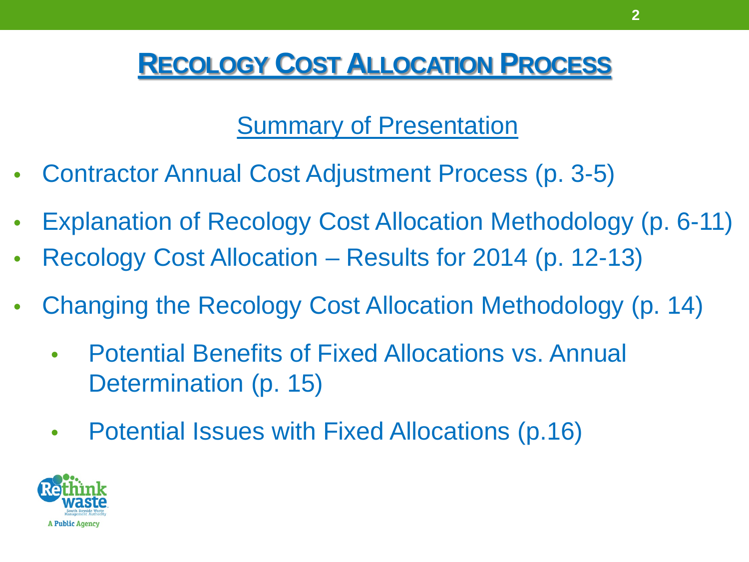# Recology Cost Allocation Process

## Summary of Presentation

- Contractor Annual Cost Adjustment Process (p. 3-5)
- Explanation of Recology Cost Allocation Methodology (p. 6-11)
- Recology Cost Allocation – Results for 2014 (p. 12-13)
- Changing the Recology Cost Allocation Methodology (p. 14)
  - Potential Benefits of Fixed Allocations vs. Annual Determination (p. 15)
  - Potential Issues with Fixed Allocations (p.16)

Rethink waste
South Bayside Waste Management Authority
A Public Agency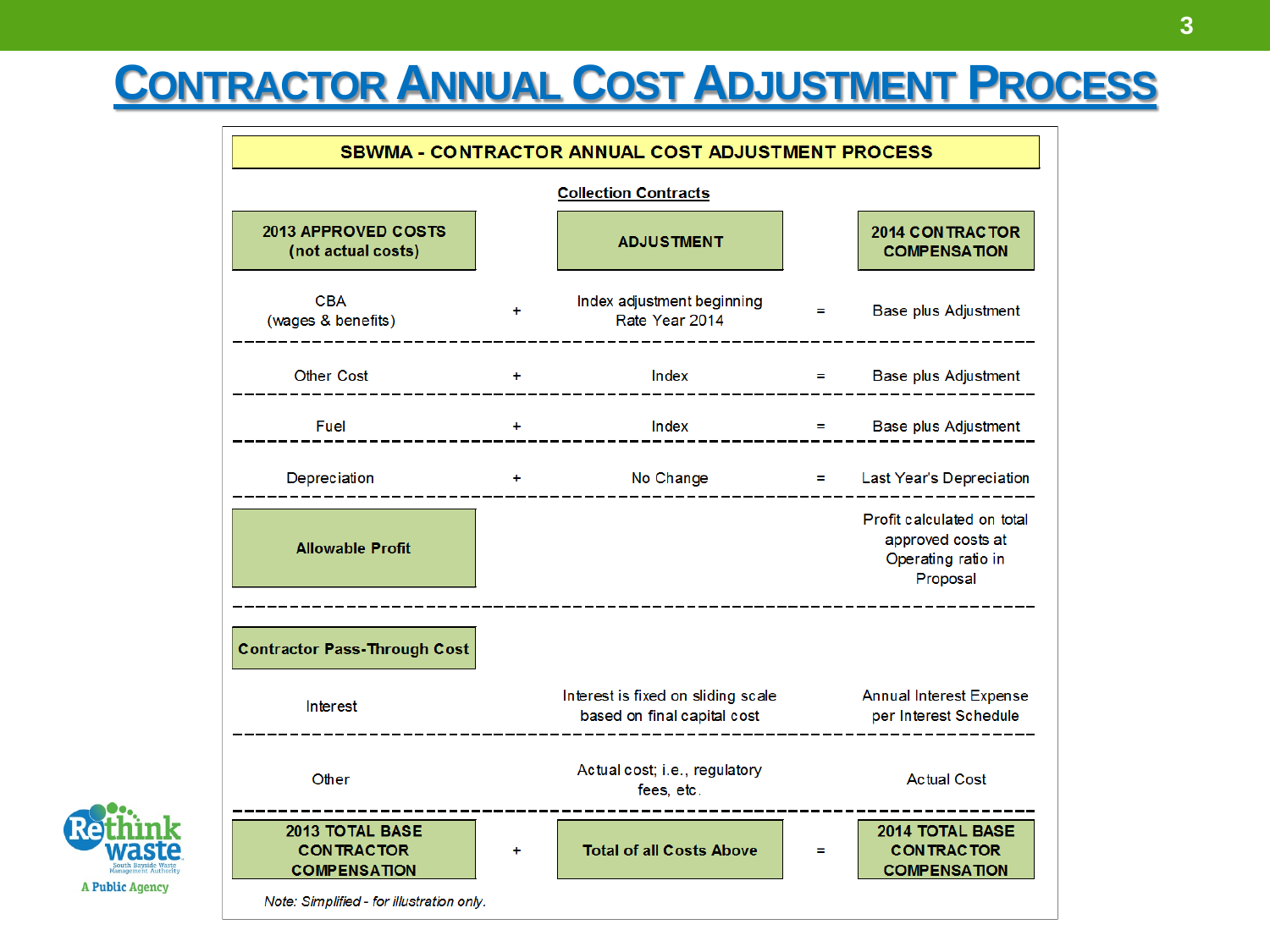# Contractor Annual Cost Adjustment Process

## SBWMA - CONTRACTOR ANNUAL COST ADJUSTMENT PROCESS

**Collection Contracts**

| 2013 APPROVED COSTS (not actual costs) | | ADJUSTMENT | | 2014 CONTRACTOR COMPENSATION |
|---|---|---|---|---|
| CBA (wages & benefits) | + | Index adjustment beginning Rate Year 2014 | = | Base plus Adjustment |
| Other Cost | + | Index | = | Base plus Adjustment |
| Fuel | + | Index | = | Base plus Adjustment |
| Depreciation | + | No Change | = | Last Year's Depreciation |
| **Allowable Profit** | | | | Profit calculated on total approved costs at Operating ratio in Proposal |
| **Contractor Pass-Through Cost** | | | | |
| Interest | | Interest is fixed on sliding scale based on final capital cost | | Annual Interest Expense per Interest Schedule |
| Other | | Actual cost; i.e., regulatory fees, etc. | | Actual Cost |
| **2013 TOTAL BASE CONTRACTOR COMPENSATION** | + | **Total of all Costs Above** | = | **2014 TOTAL BASE CONTRACTOR COMPENSATION** |

*Note: Simplified - for illustration only.*

Rethink waste
South Bayside Waste Management Authority
A Public Agency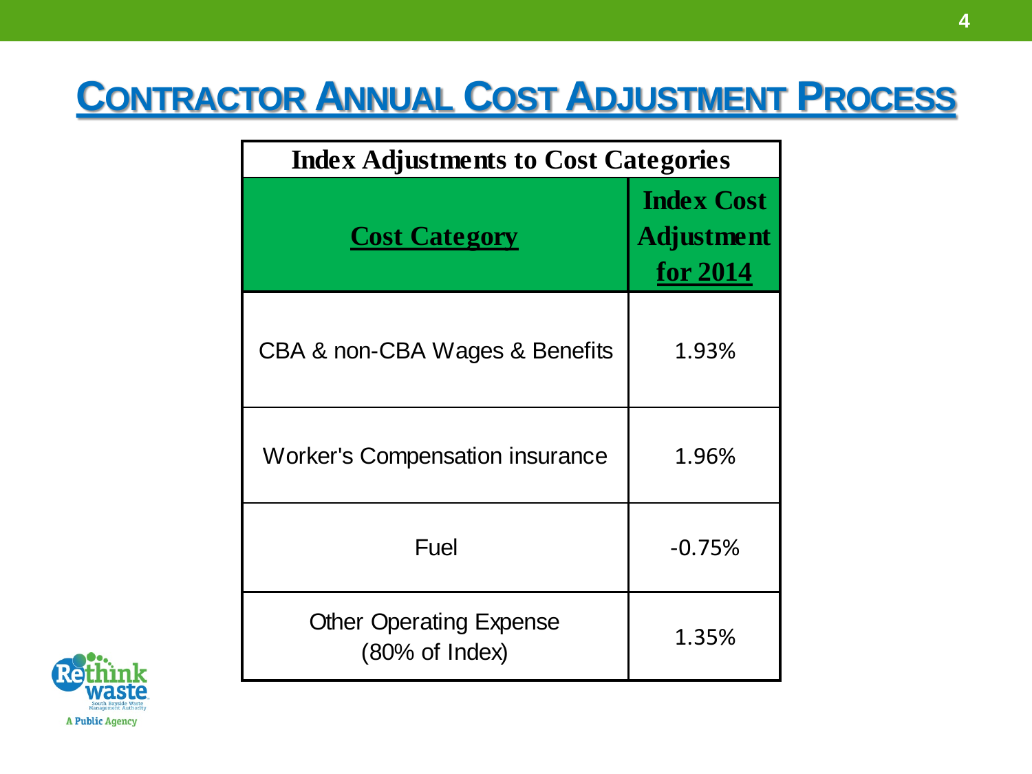# Contractor Annual Cost Adjustment Process

| Index Adjustments to Cost Categories | |
|---|---|
| **Cost Category** | **Index Cost Adjustment for 2014** |
| CBA & non-CBA Wages & Benefits | 1.93% |
| Worker's Compensation insurance | 1.96% |
| Fuel | -0.75% |
| Other Operating Expense (80% of Index) | 1.35% |

Rethink waste
South Bayside Waste Management Authority
A Public Agency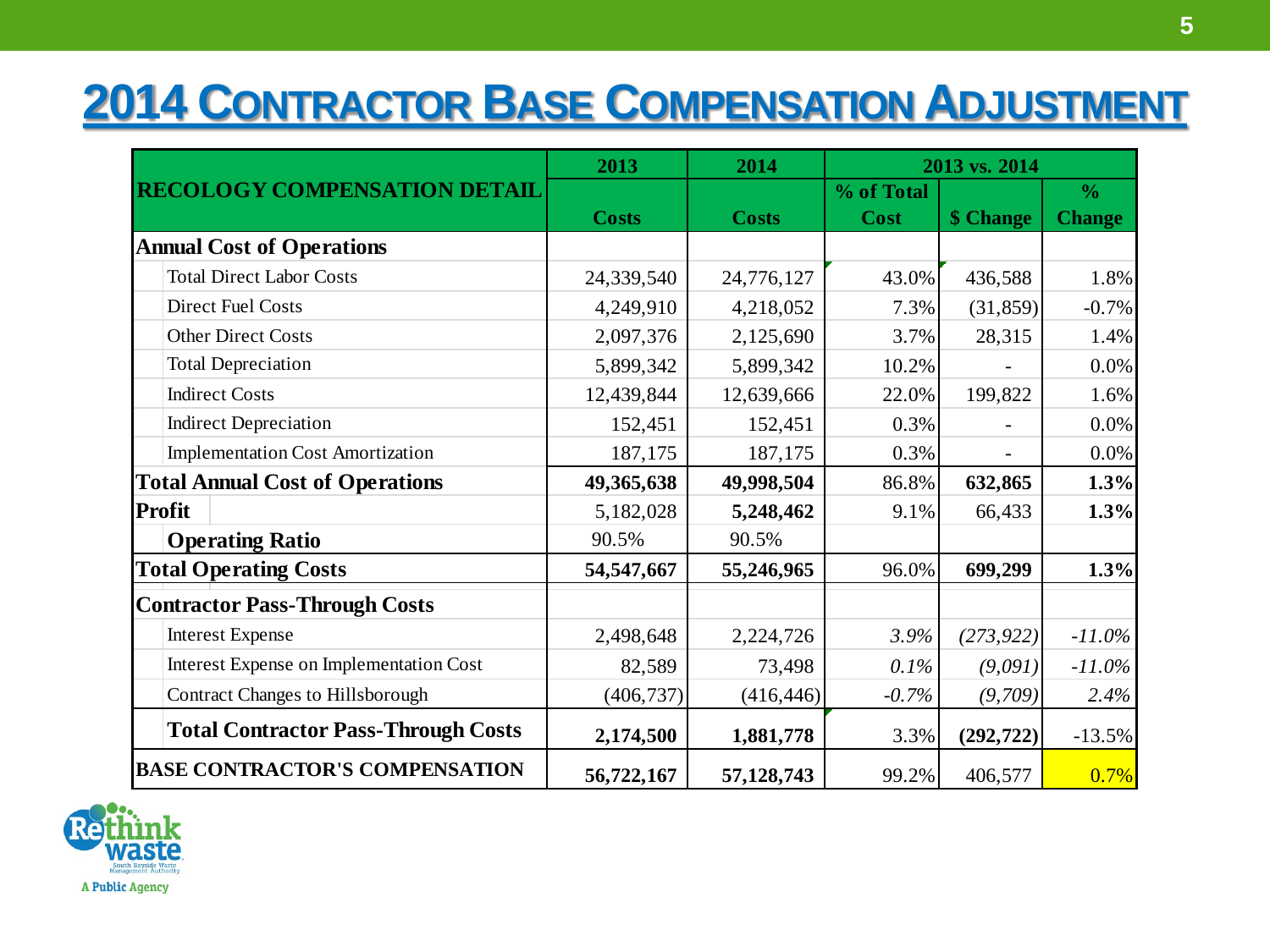# 2014 Contractor Base Compensation Adjustment

| RECOLOGY COMPENSATION DETAIL | 2013 | 2014 | 2013 vs. 2014 | | |
|---|---|---|---|---|---|
| | Costs | Costs | % of Total Cost | $ Change | % Change |
| **Annual Cost of Operations** | | | | | |
| Total Direct Labor Costs | 24,339,540 | 24,776,127 | 43.0% | 436,588 | 1.8% |
| Direct Fuel Costs | 4,249,910 | 4,218,052 | 7.3% | (31,859) | -0.7% |
| Other Direct Costs | 2,097,376 | 2,125,690 | 3.7% | 28,315 | 1.4% |
| Total Depreciation | 5,899,342 | 5,899,342 | 10.2% | - | 0.0% |
| Indirect Costs | 12,439,844 | 12,639,666 | 22.0% | 199,822 | 1.6% |
| Indirect Depreciation | 152,451 | 152,451 | 0.3% | - | 0.0% |
| Implementation Cost Amortization | 187,175 | 187,175 | 0.3% | - | 0.0% |
| **Total Annual Cost of Operations** | **49,365,638** | **49,998,504** | 86.8% | **632,865** | **1.3%** |
| **Profit** | 5,182,028 | **5,248,462** | 9.1% | 66,433 | **1.3%** |
| **Operating Ratio** | 90.5% | 90.5% | | | |
| **Total Operating Costs** | **54,547,667** | **55,246,965** | 96.0% | **699,299** | **1.3%** |
| **Contractor Pass-Through Costs** | | | | | |
| Interest Expense | 2,498,648 | 2,224,726 | *3.9%* | *(273,922)* | *-11.0%* |
| Interest Expense on Implementation Cost | 82,589 | 73,498 | *0.1%* | *(9,091)* | *-11.0%* |
| Contract Changes to Hillsborough | (406,737) | (416,446) | *-0.7%* | *(9,709)* | *2.4%* |
| **Total Contractor Pass-Through Costs** | **2,174,500** | **1,881,778** | 3.3% | **(292,722)** | -13.5% |
| **BASE CONTRACTOR'S COMPENSATION** | **56,722,167** | **57,128,743** | 99.2% | 406,577 | 0.7% |

Rethink waste
South Bayside Waste Management Authority
A Public Agency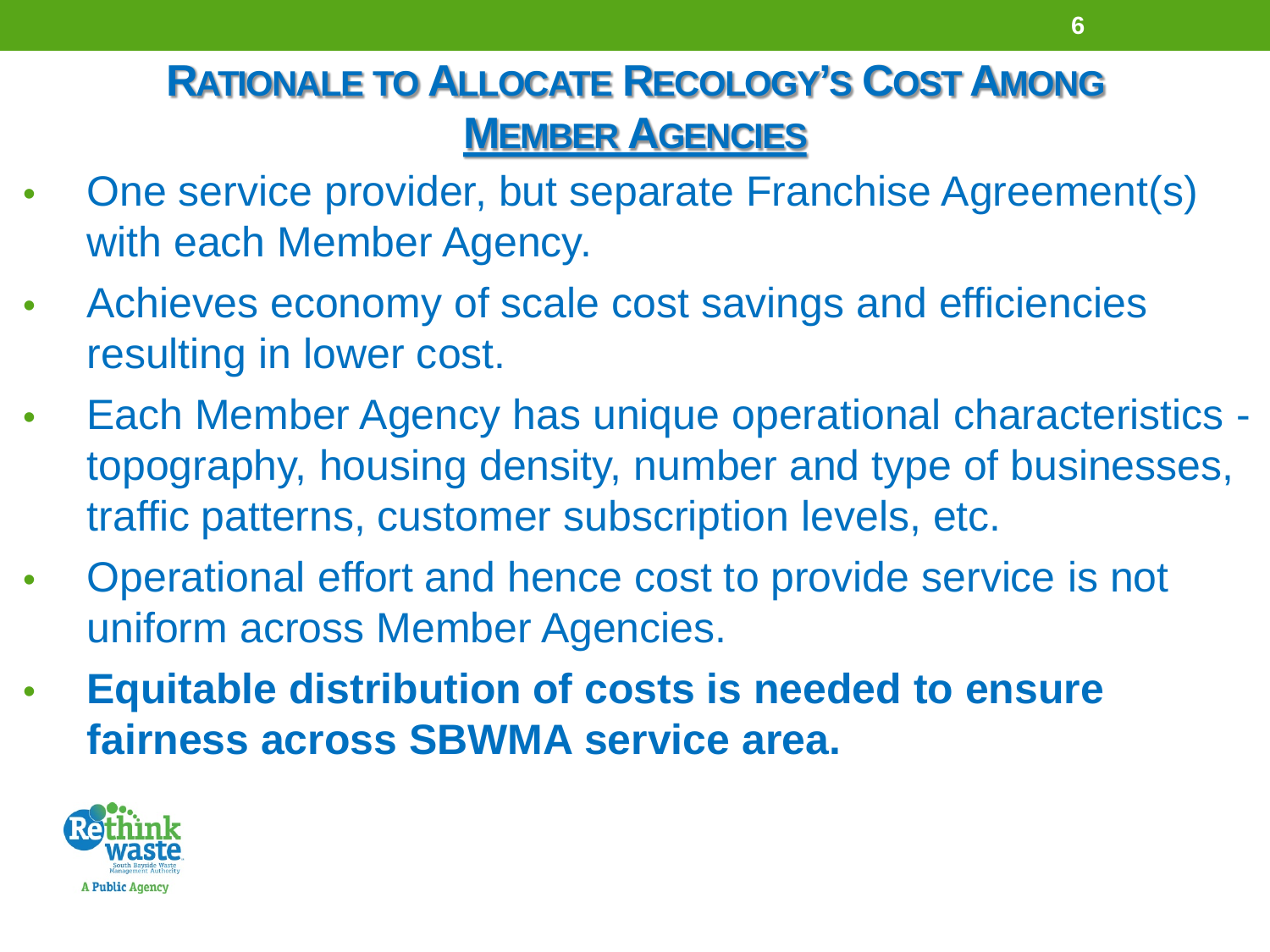# Rationale to Allocate Recology's Cost Among Member Agencies

- One service provider, but separate Franchise Agreement(s) with each Member Agency.
- Achieves economy of scale cost savings and efficiencies resulting in lower cost.
- Each Member Agency has unique operational characteristics - topography, housing density, number and type of businesses, traffic patterns, customer subscription levels, etc.
- Operational effort and hence cost to provide service is not uniform across Member Agencies.
- **Equitable distribution of costs is needed to ensure fairness across SBWMA service area.**

Rethink waste
South Bayside Waste Management Authority
A Public Agency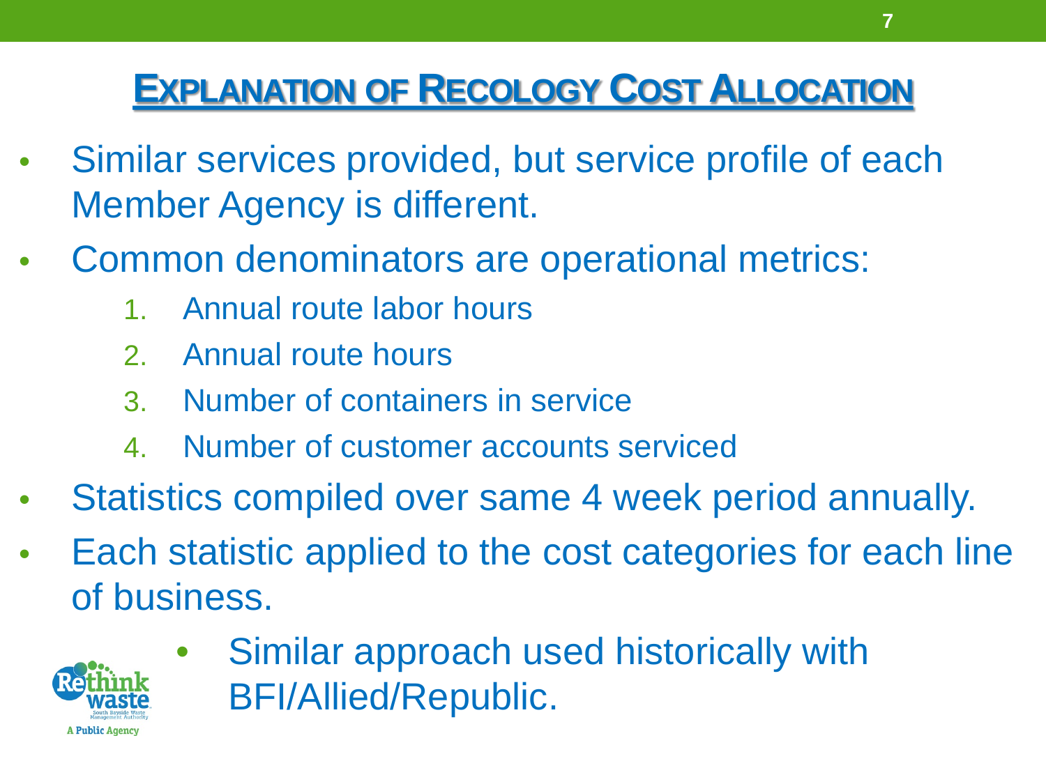# EXPLANATION OF RECOLOGY COST ALLOCATION

- Similar services provided, but service profile of each Member Agency is different.
- Common denominators are operational metrics:
  1. Annual route labor hours
  2. Annual route hours
  3. Number of containers in service
  4. Number of customer accounts serviced
- Statistics compiled over same 4 week period annually.
- Each statistic applied to the cost categories for each line of business.
  - Similar approach used historically with BFI/Allied/Republic.

Rethink waste
South Bayside Waste Management Authority
A Public Agency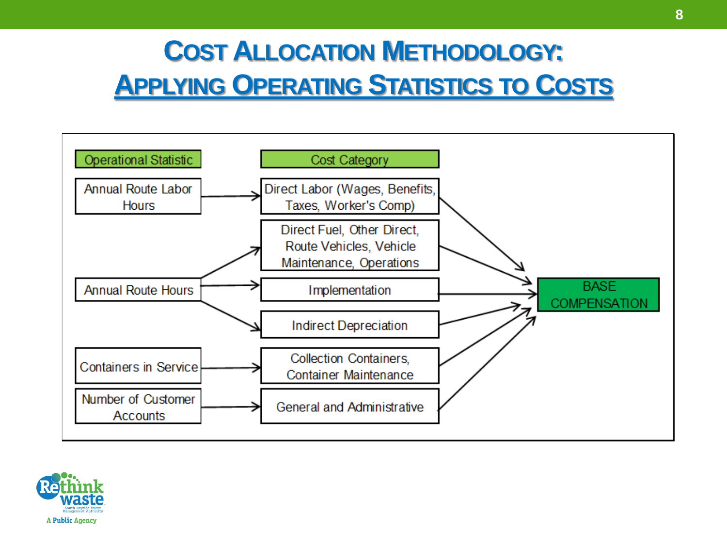# Cost Allocation Methodology: Applying Operating Statistics to Costs

Operational Statistic

Cost Category

Annual Route Labor Hours

Direct Labor (Wages, Benefits, Taxes, Worker's Comp)

Direct Fuel, Other Direct, Route Vehicles, Vehicle Maintenance, Operations

Annual Route Hours

Implementation

Indirect Depreciation

Containers in Service

Collection Containers, Container Maintenance

Number of Customer Accounts

General and Administrative

BASE COMPENSATION

Rethink waste
South Bayside Waste Management Authority
A Public Agency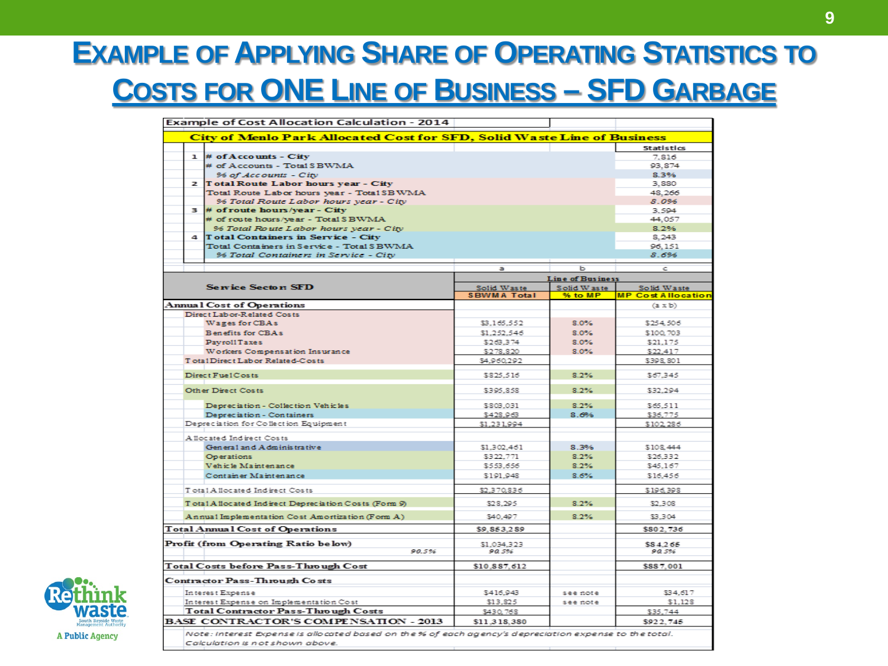# Example of Applying Share of Operating Statistics to Costs for ONE Line of Business – SFD Garbage

**Example of Cost Allocation Calculation - 2014**

**City of Menlo Park Allocated Cost for SFD, Solid Waste Line of Business**

| | | Statistics |
|---|---|---|
| 1 | # of Accounts - City | 7,816 |
| | # of Accounts - Total SBWMA | 93,874 |
| | *% of Accounts - City* | 8.3% |
| 2 | Total Route Labor hours year - City | 3,880 |
| | Total Route Labor hours year - Total SBWMA | 48,266 |
| | *% Total Route Labor hours year - City* | *8.0%* |
| 3 | # of route hours/year - City | 3,594 |
| | # of route hours/year - Total SBWMA | 44,057 |
| | *% Total Route Labor hours year - City* | 8.2% |
| 4 | Total Containers in Service - City | 8,243 |
| | Total Containers in Service - Total SBWMA | 96,151 |
| | *% Total Containers in Service - City* | *8.6%* |

| Service Sector: SFD | a | b | c |
|---|---|---|---|
| | Line of Business | | |
| | Solid Waste SBWMA Total | Solid Waste % to MP | Solid Waste MP Cost Allocation |
| **Annual Cost of Operations** | | | (a x b) |
| Direct Labor-Related Costs | | | |
| Wages for CBAs | $3,165,552 | 8.0% | $254,506 |
| Benefits for CBAs | $1,252,546 | 8.0% | $100,703 |
| Payroll Taxes | $263,374 | 8.0% | $21,175 |
| Workers Compensation Insurance | $278,820 | 8.0% | $22,417 |
| Total Direct Labor Related-Costs | $4,960,292 | | $398,801 |
| Direct Fuel Costs | $825,516 | 8.2% | $67,345 |
| Other Direct Costs | $395,858 | 8.2% | $32,294 |
| Depreciation - Collection Vehicles | $803,031 | 8.2% | $65,511 |
| Depreciation - Containers | $428,963 | 8.6% | $36,775 |
| Depreciation for Collection Equipment | $1,231,994 | | $102,286 |
| Allocated Indirect Costs | | | |
| General and Administrative | $1,302,461 | 8.3% | $108,444 |
| Operations | $322,771 | 8.2% | $26,332 |
| Vehicle Maintenance | $553,656 | 8.2% | $45,167 |
| Container Maintenance | $191,948 | 8.6% | $16,456 |
| Total Allocated Indirect Costs | $2,370,836 | | $196,398 |
| Total Allocated Indirect Depreciation Costs (Form 9) | $28,295 | 8.2% | $2,308 |
| Annual Implementation Cost Amortization (Form A) | $40,497 | 8.2% | $3,304 |
| **Total Annual Cost of Operations** | $9,853,289 | | $802,736 |
| **Profit (from Operating Ratio below)** *90.5%* | $1,034,323 *90.5%* | | $84,265 *90.5%* |
| **Total Costs before Pass-Through Cost** | $10,887,612 | | $887,001 |
| **Contractor Pass-Through Costs** | | | |
| Interest Expense | $416,943 | see note | $34,617 |
| Interest Expense on Implementation Cost | $13,825 | see note | $1,128 |
| **Total Contractor Pass-Through Costs** | $430,768 | | $35,744 |
| **BASE CONTRACTOR'S COMPENSATION - 2013** | $11,318,380 | | $922,745 |

*Note: Interest Expense is allocated based on the % of each agency's depreciation expense to the total. Calculation is not shown above.*

Rethink waste
South Bayside Waste Management Authority
A Public Agency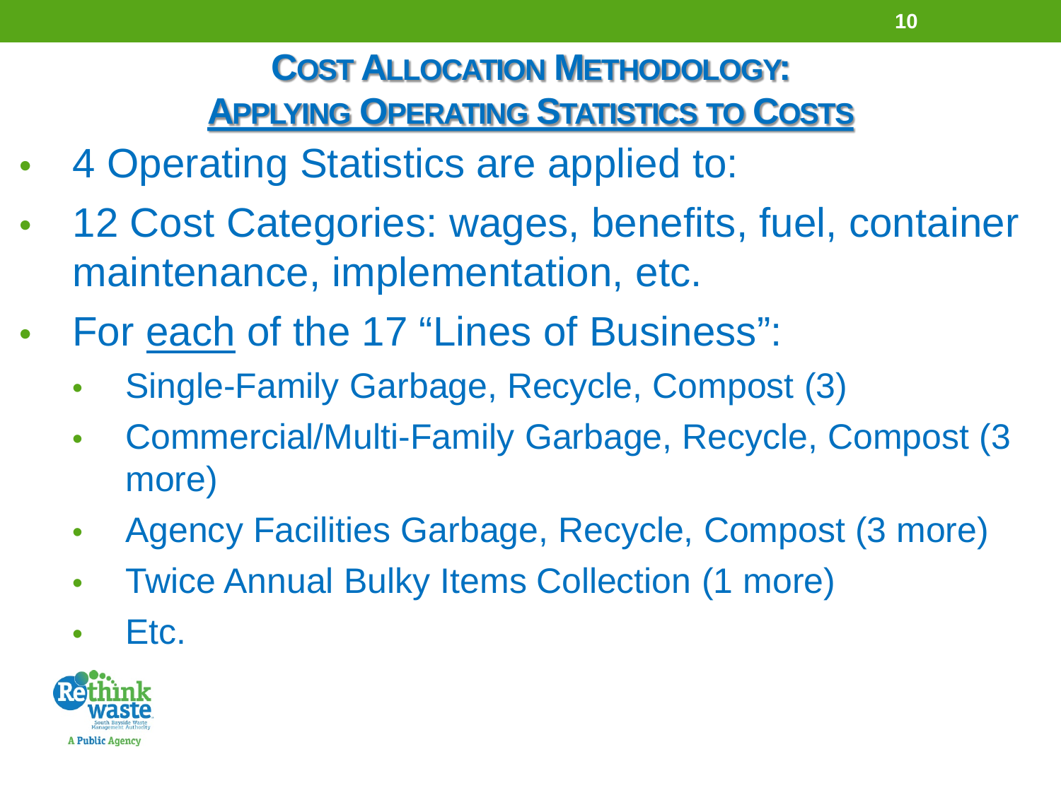## Cost Allocation Methodology: Applying Operating Statistics to Costs

- 4 Operating Statistics are applied to:
- 12 Cost Categories: wages, benefits, fuel, container maintenance, implementation, etc.
- For each of the 17 "Lines of Business":
  - Single-Family Garbage, Recycle, Compost (3)
  - Commercial/Multi-Family Garbage, Recycle, Compost (3 more)
  - Agency Facilities Garbage, Recycle, Compost (3 more)
  - Twice Annual Bulky Items Collection (1 more)
  - Etc.

Rethink waste
South Bayside Waste Management Authority
A Public Agency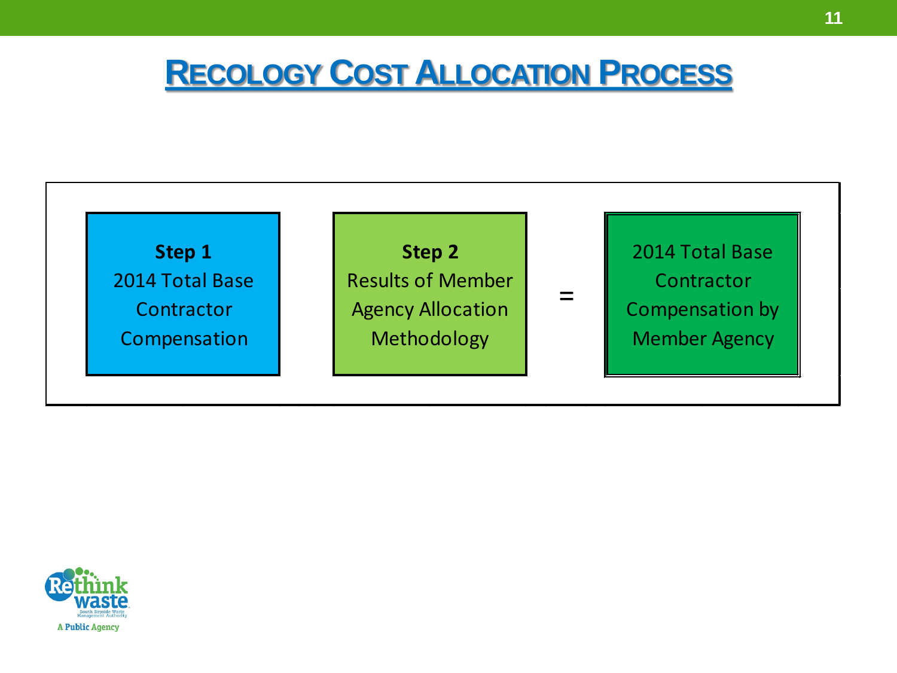# Recology Cost Allocation Process

**Step 1**
2014 Total Base Contractor Compensation

**Step 2**
Results of Member Agency Allocation Methodology

=

2014 Total Base Contractor Compensation by Member Agency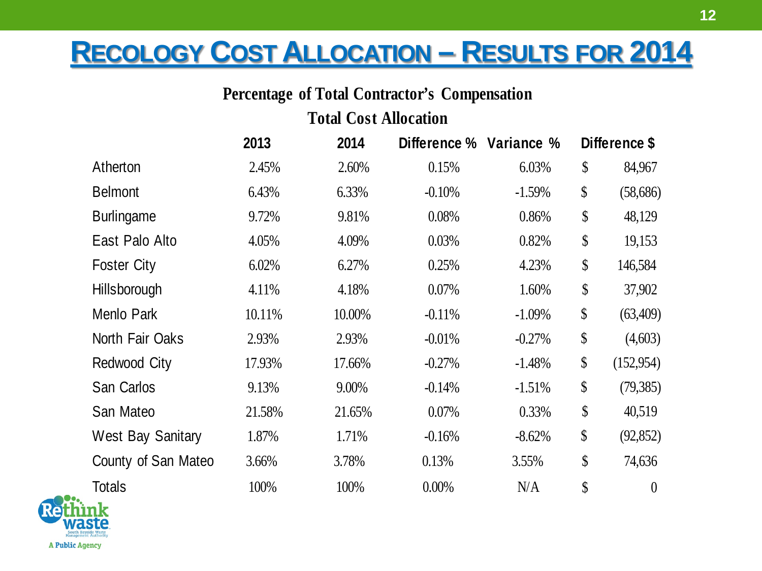# RECOLOGY COST ALLOCATION – RESULTS FOR 2014

**Percentage of Total Contractor's Compensation**

**Total Cost Allocation**

| | 2013 | 2014 | Difference % | Variance % | Difference $ |
|---|---|---|---|---|---|
| Atherton | 2.45% | 2.60% | 0.15% | 6.03% | $ 84,967 |
| Belmont | 6.43% | 6.33% | -0.10% | -1.59% | $ (58,686) |
| Burlingame | 9.72% | 9.81% | 0.08% | 0.86% | $ 48,129 |
| East Palo Alto | 4.05% | 4.09% | 0.03% | 0.82% | $ 19,153 |
| Foster City | 6.02% | 6.27% | 0.25% | 4.23% | $ 146,584 |
| Hillsborough | 4.11% | 4.18% | 0.07% | 1.60% | $ 37,902 |
| Menlo Park | 10.11% | 10.00% | -0.11% | -1.09% | $ (63,409) |
| North Fair Oaks | 2.93% | 2.93% | -0.01% | -0.27% | $ (4,603) |
| Redwood City | 17.93% | 17.66% | -0.27% | -1.48% | $ (152,954) |
| San Carlos | 9.13% | 9.00% | -0.14% | -1.51% | $ (79,385) |
| San Mateo | 21.58% | 21.65% | 0.07% | 0.33% | $ 40,519 |
| West Bay Sanitary | 1.87% | 1.71% | -0.16% | -8.62% | $ (92,852) |
| County of San Mateo | 3.66% | 3.78% | 0.13% | 3.55% | $ 74,636 |
| Totals | 100% | 100% | 0.00% | N/A | $ 0 |

Rethink waste
South Bayside Waste Management Authority
A Public Agency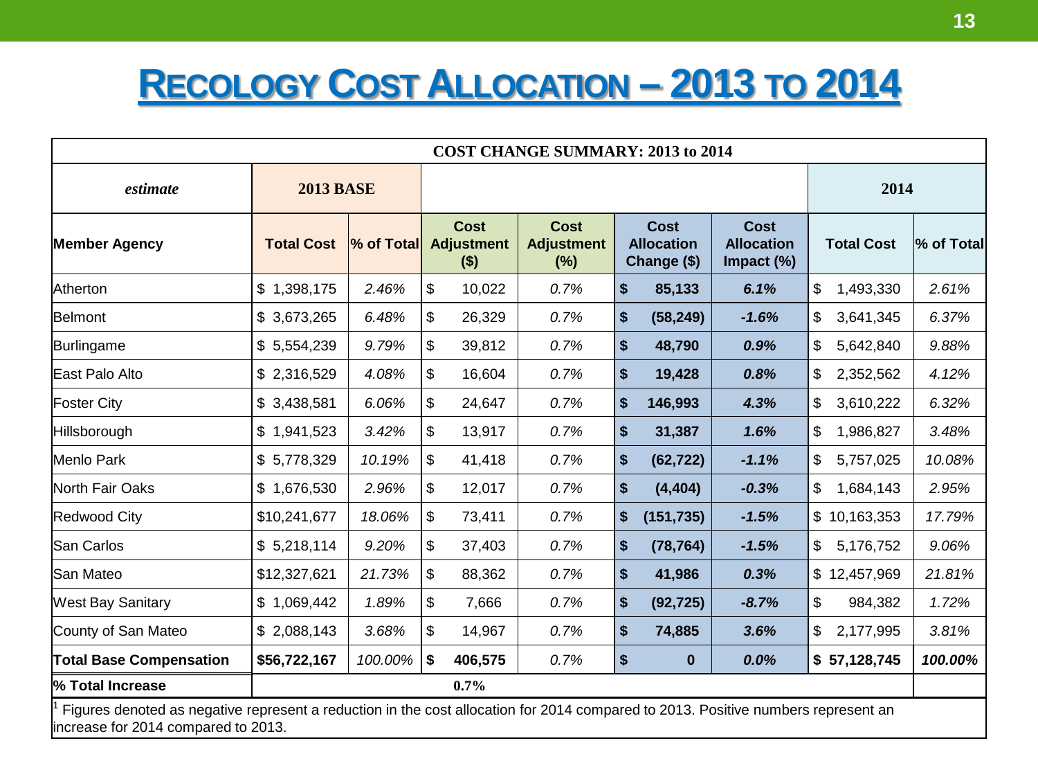# RECOLOGY COST ALLOCATION – 2013 TO 2014

| COST CHANGE SUMMARY: 2013 to 2014 | | | | | | | | |
|---|---|---|---|---|---|---|---|---|
| *estimate* | 2013 BASE | | | | | | 2014 | |
| **Member Agency** | **Total Cost** | **% of Total** | **Cost Adjustment ($)** | **Cost Adjustment (%)** | **Cost Allocation Change ($)** | **Cost Allocation Impact (%)** | **Total Cost** | **% of Total** |
| Atherton | $ 1,398,175 | *2.46%* | $ 10,022 | *0.7%* | **$ 85,133** | ***6.1%*** | $ 1,493,330 | *2.61%* |
| Belmont | $ 3,673,265 | *6.48%* | $ 26,329 | *0.7%* | **$ (58,249)** | ***-1.6%*** | $ 3,641,345 | *6.37%* |
| Burlingame | $ 5,554,239 | *9.79%* | $ 39,812 | *0.7%* | **$ 48,790** | ***0.9%*** | $ 5,642,840 | *9.88%* |
| East Palo Alto | $ 2,316,529 | *4.08%* | $ 16,604 | *0.7%* | **$ 19,428** | ***0.8%*** | $ 2,352,562 | *4.12%* |
| Foster City | $ 3,438,581 | *6.06%* | $ 24,647 | *0.7%* | **$ 146,993** | ***4.3%*** | $ 3,610,222 | *6.32%* |
| Hillsborough | $ 1,941,523 | *3.42%* | $ 13,917 | *0.7%* | **$ 31,387** | ***1.6%*** | $ 1,986,827 | *3.48%* |
| Menlo Park | $ 5,778,329 | *10.19%* | $ 41,418 | *0.7%* | **$ (62,722)** | ***-1.1%*** | $ 5,757,025 | *10.08%* |
| North Fair Oaks | $ 1,676,530 | *2.96%* | $ 12,017 | *0.7%* | **$ (4,404)** | ***-0.3%*** | $ 1,684,143 | *2.95%* |
| Redwood City | $10,241,677 | *18.06%* | $ 73,411 | *0.7%* | **$ (151,735)** | ***-1.5%*** | $ 10,163,353 | *17.79%* |
| San Carlos | $ 5,218,114 | *9.20%* | $ 37,403 | *0.7%* | **$ (78,764)** | ***-1.5%*** | $ 5,176,752 | *9.06%* |
| San Mateo | $12,327,621 | *21.73%* | $ 88,362 | *0.7%* | **$ 41,986** | ***0.3%*** | $ 12,457,969 | *21.81%* |
| West Bay Sanitary | $ 1,069,442 | *1.89%* | $ 7,666 | *0.7%* | **$ (92,725)** | ***-8.7%*** | $ 984,382 | *1.72%* |
| County of San Mateo | $ 2,088,143 | *3.68%* | $ 14,967 | *0.7%* | **$ 74,885** | ***3.6%*** | $ 2,177,995 | *3.81%* |
| **Total Base Compensation** | **$56,722,167** | *100.00%* | **$ 406,575** | *0.7%* | **$ 0** | ***0.0%*** | **$ 57,128,745** | ***100.00%*** |
| **% Total Increase** | | | **0.7%** | | | | | |

[1] Figures denoted as negative represent a reduction in the cost allocation for 2014 compared to 2013. Positive numbers represent an increase for 2014 compared to 2013.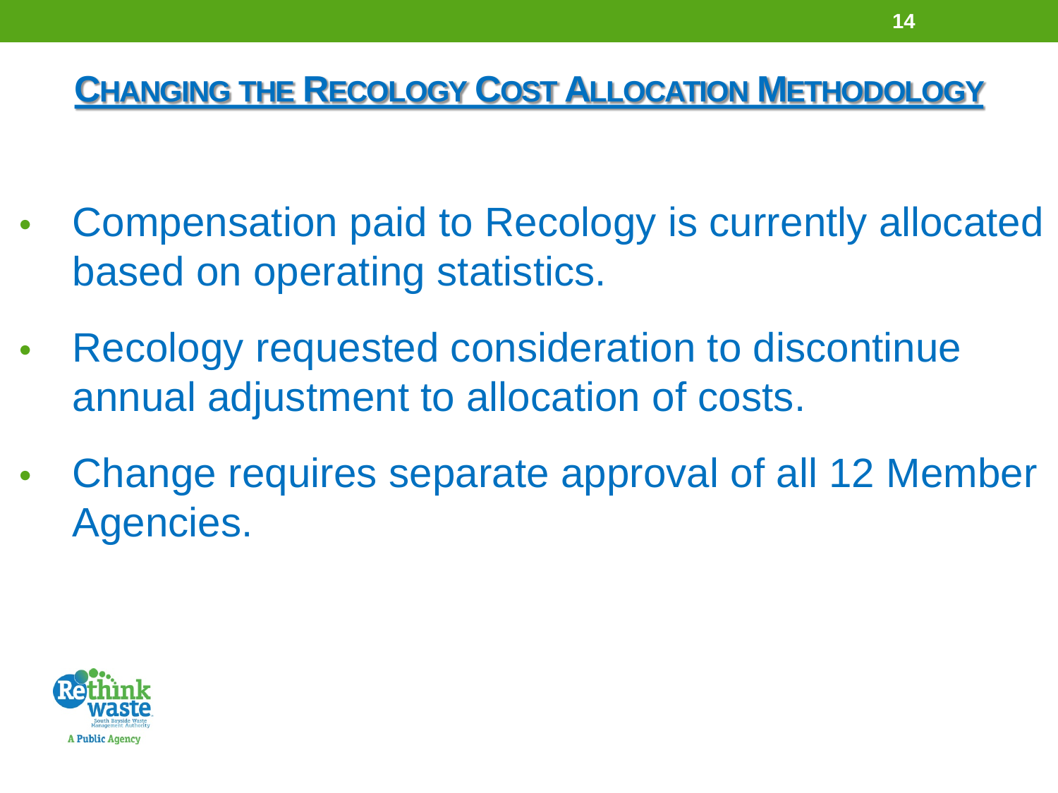# Changing the Recology Cost Allocation Methodology

- Compensation paid to Recology is currently allocated based on operating statistics.
- Recology requested consideration to discontinue annual adjustment to allocation of costs.
- Change requires separate approval of all 12 Member Agencies.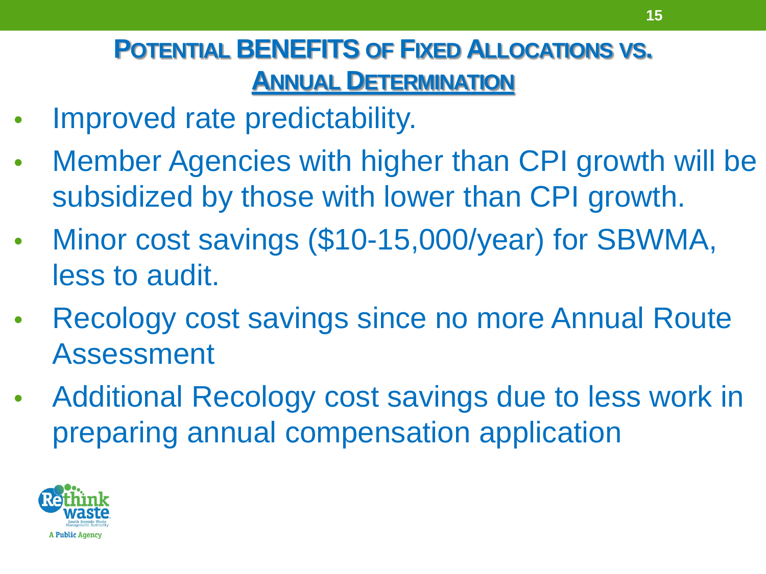# Potential BENEFITS of Fixed Allocations vs. Annual Determination

- Improved rate predictability.
- Member Agencies with higher than CPI growth will be subsidized by those with lower than CPI growth.
- Minor cost savings ($10-15,000/year) for SBWMA, less to audit.
- Recology cost savings since no more Annual Route Assessment
- Additional Recology cost savings due to less work in preparing annual compensation application

Rethink waste
South Bayside Waste Management Authority
A Public Agency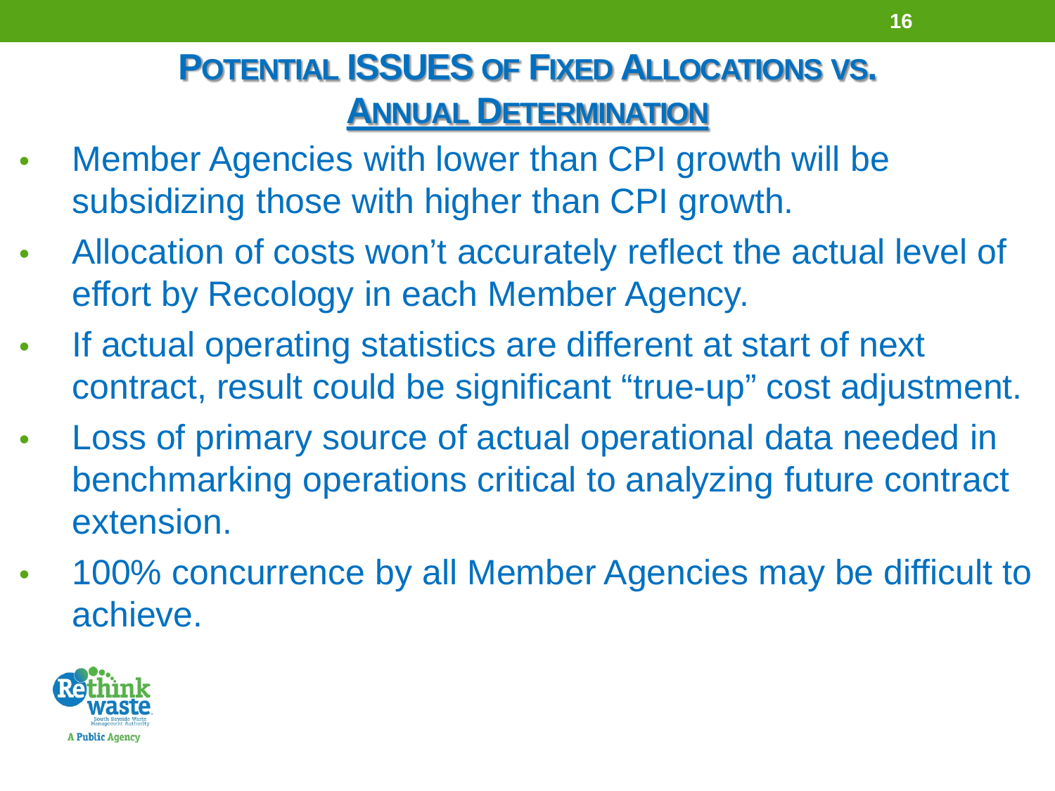# Potential ISSUES of Fixed Allocations vs. Annual Determination

- Member Agencies with lower than CPI growth will be subsidizing those with higher than CPI growth.
- Allocation of costs won't accurately reflect the actual level of effort by Recology in each Member Agency.
- If actual operating statistics are different at start of next contract, result could be significant "true-up" cost adjustment.
- Loss of primary source of actual operational data needed in benchmarking operations critical to analyzing future contract extension.
- 100% concurrence by all Member Agencies may be difficult to achieve.

Rethink waste
South Bayside Waste Management Authority
A Public Agency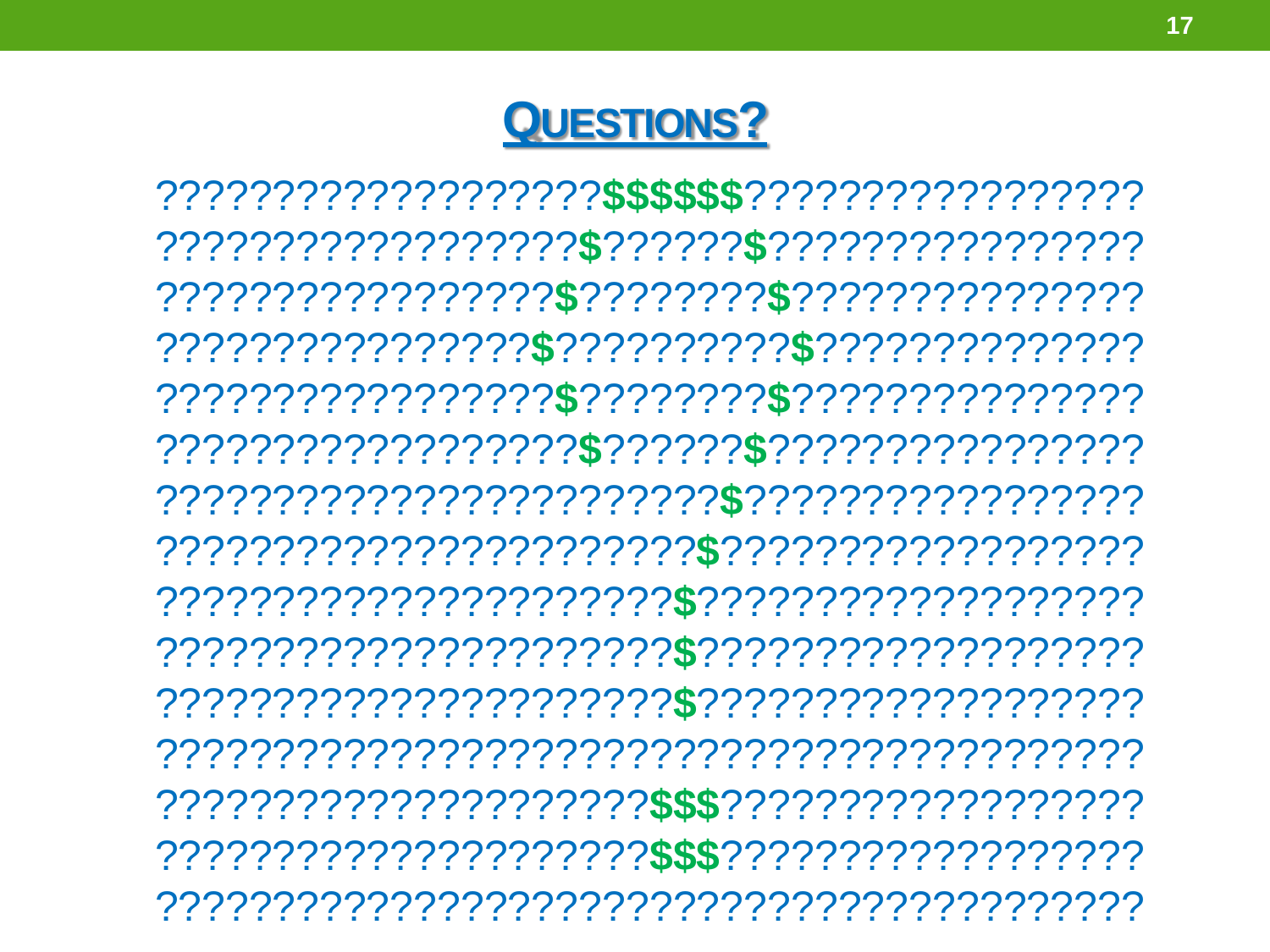# QUESTIONS?

???????????????????$$$$$$?????????????????

??????????????????$???????$???????????????

?????????????????$?????????$??????????????

????????????????$???????????$?????????????

?????????????????$?????????$??????????????

??????????????????$???????$???????????????

????????????????????????$?????????????????

???????????????????????$??????????????????

??????????????????????$???????????????????

??????????????????????$???????????????????

??????????????????????$???????????????????

??????????????????????????????????????????

?????????????????????$$$??????????????????

?????????????????????$$$??????????????????

??????????????????????????????????????????